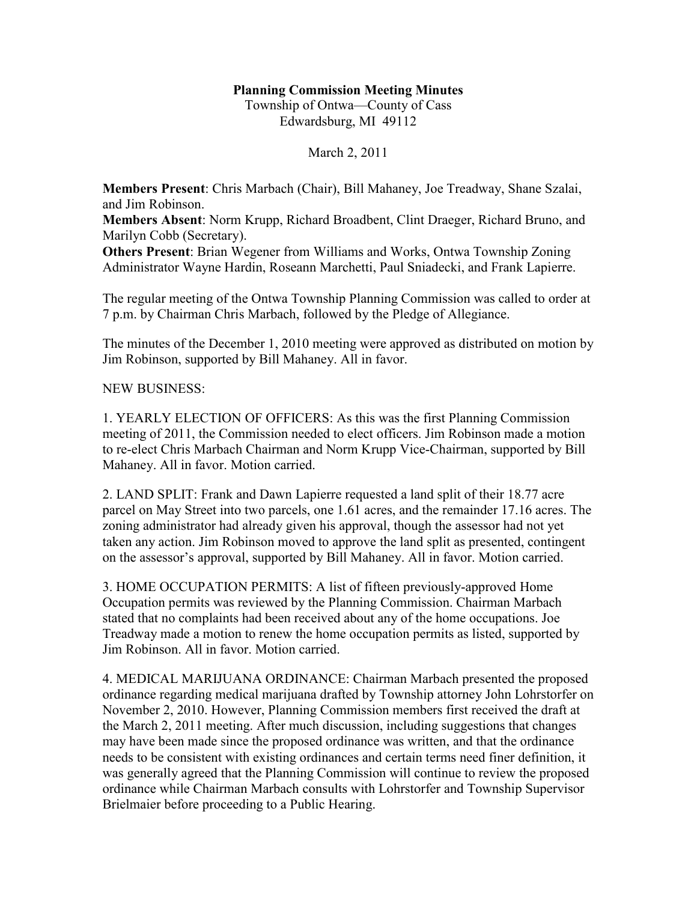**Planning Commission Meeting Minutes**

Township of Ontwa—County of Cass
Edwardsburg, MI 49112

March 2, 2011

**Members Present**: Chris Marbach (Chair), Bill Mahaney, Joe Treadway, Shane Szalai, and Jim Robinson.
**Members Absent**: Norm Krupp, Richard Broadbent, Clint Draeger, Richard Bruno, and Marilyn Cobb (Secretary).
**Others Present**: Brian Wegener from Williams and Works, Ontwa Township Zoning Administrator Wayne Hardin, Roseann Marchetti, Paul Sniadecki, and Frank Lapierre.

The regular meeting of the Ontwa Township Planning Commission was called to order at 7 p.m. by Chairman Chris Marbach, followed by the Pledge of Allegiance.

The minutes of the December 1, 2010 meeting were approved as distributed on motion by Jim Robinson, supported by Bill Mahaney. All in favor.

NEW BUSINESS:

1. YEARLY ELECTION OF OFFICERS: As this was the first Planning Commission meeting of 2011, the Commission needed to elect officers. Jim Robinson made a motion to re-elect Chris Marbach Chairman and Norm Krupp Vice-Chairman, supported by Bill Mahaney. All in favor. Motion carried.

2. LAND SPLIT: Frank and Dawn Lapierre requested a land split of their 18.77 acre parcel on May Street into two parcels, one 1.61 acres, and the remainder 17.16 acres. The zoning administrator had already given his approval, though the assessor had not yet taken any action. Jim Robinson moved to approve the land split as presented, contingent on the assessor's approval, supported by Bill Mahaney. All in favor. Motion carried.

3. HOME OCCUPATION PERMITS: A list of fifteen previously-approved Home Occupation permits was reviewed by the Planning Commission. Chairman Marbach stated that no complaints had been received about any of the home occupations. Joe Treadway made a motion to renew the home occupation permits as listed, supported by Jim Robinson. All in favor. Motion carried.

4. MEDICAL MARIJUANA ORDINANCE: Chairman Marbach presented the proposed ordinance regarding medical marijuana drafted by Township attorney John Lohrstorfer on November 2, 2010. However, Planning Commission members first received the draft at the March 2, 2011 meeting. After much discussion, including suggestions that changes may have been made since the proposed ordinance was written, and that the ordinance needs to be consistent with existing ordinances and certain terms need finer definition, it was generally agreed that the Planning Commission will continue to review the proposed ordinance while Chairman Marbach consults with Lohrstorfer and Township Supervisor Brielmaier before proceeding to a Public Hearing.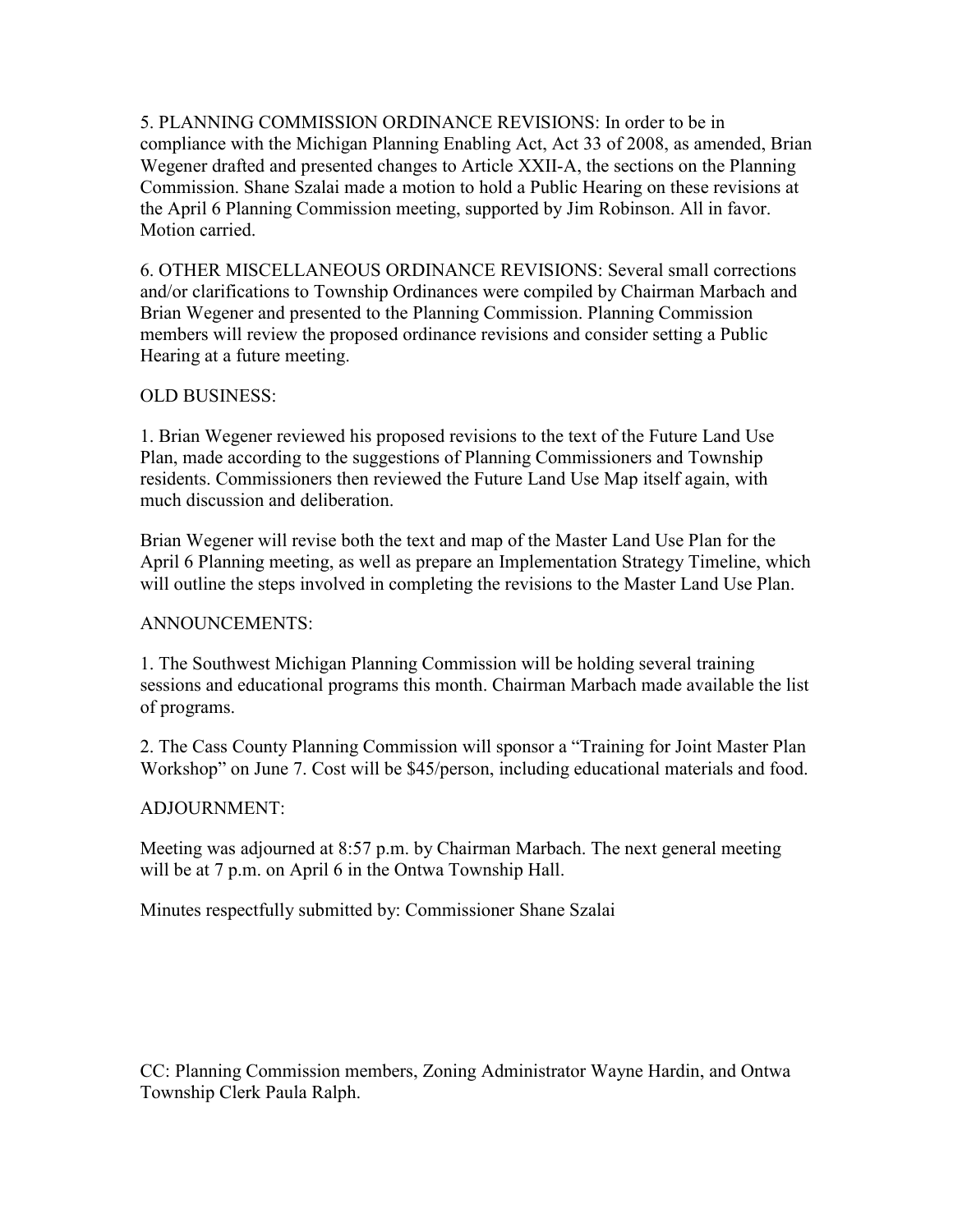5. PLANNING COMMISSION ORDINANCE REVISIONS: In order to be in compliance with the Michigan Planning Enabling Act, Act 33 of 2008, as amended, Brian Wegener drafted and presented changes to Article XXII-A, the sections on the Planning Commission. Shane Szalai made a motion to hold a Public Hearing on these revisions at the April 6 Planning Commission meeting, supported by Jim Robinson. All in favor. Motion carried.

6. OTHER MISCELLANEOUS ORDINANCE REVISIONS: Several small corrections and/or clarifications to Township Ordinances were compiled by Chairman Marbach and Brian Wegener and presented to the Planning Commission. Planning Commission members will review the proposed ordinance revisions and consider setting a Public Hearing at a future meeting.

OLD BUSINESS:

1. Brian Wegener reviewed his proposed revisions to the text of the Future Land Use Plan, made according to the suggestions of Planning Commissioners and Township residents. Commissioners then reviewed the Future Land Use Map itself again, with much discussion and deliberation.

Brian Wegener will revise both the text and map of the Master Land Use Plan for the April 6 Planning meeting, as well as prepare an Implementation Strategy Timeline, which will outline the steps involved in completing the revisions to the Master Land Use Plan.

ANNOUNCEMENTS:

1. The Southwest Michigan Planning Commission will be holding several training sessions and educational programs this month. Chairman Marbach made available the list of programs.

2. The Cass County Planning Commission will sponsor a "Training for Joint Master Plan Workshop" on June 7. Cost will be $45/person, including educational materials and food.

ADJOURNMENT:

Meeting was adjourned at 8:57 p.m. by Chairman Marbach. The next general meeting will be at 7 p.m. on April 6 in the Ontwa Township Hall.

Minutes respectfully submitted by: Commissioner Shane Szalai

CC: Planning Commission members, Zoning Administrator Wayne Hardin, and Ontwa Township Clerk Paula Ralph.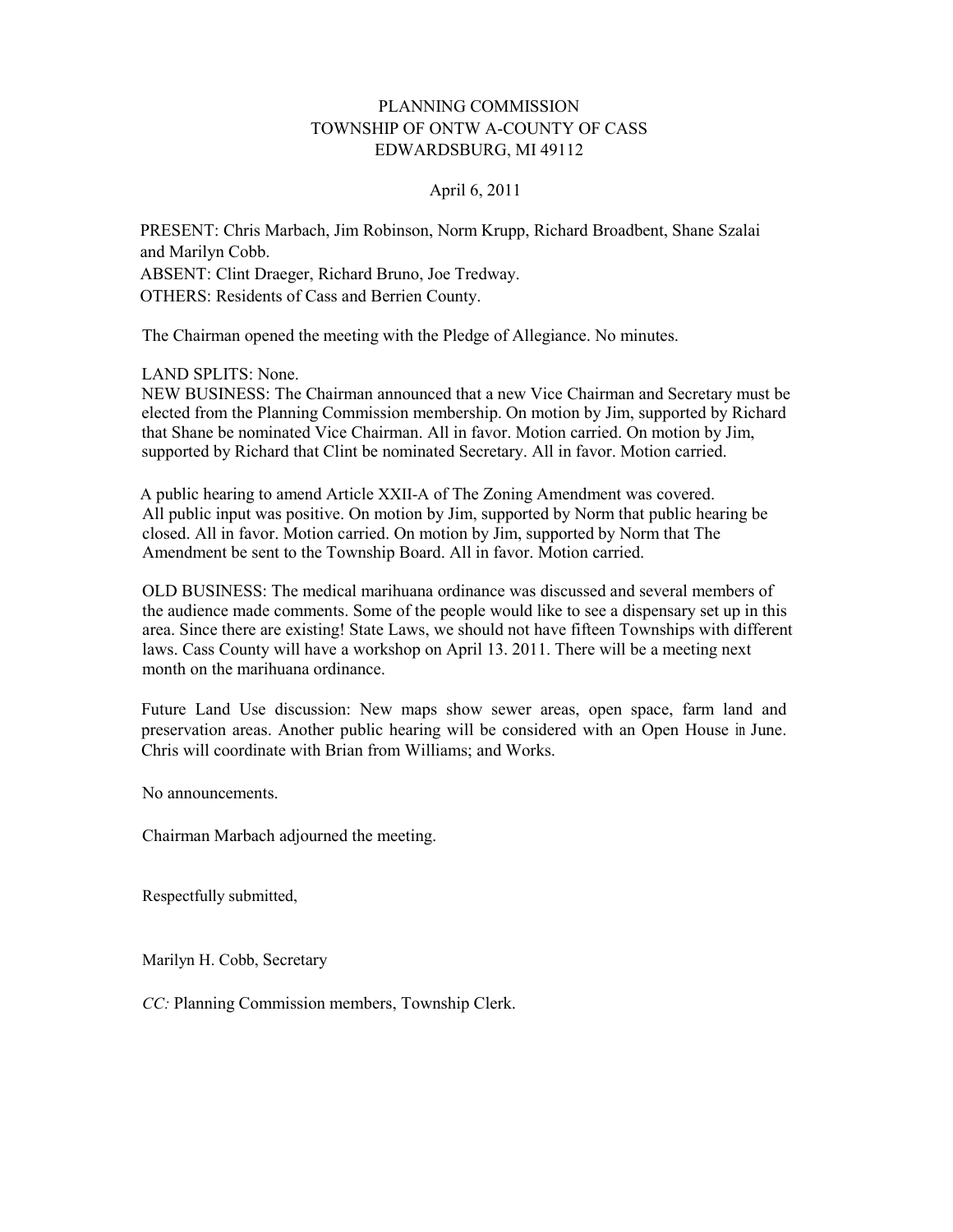PLANNING COMMISSION
TOWNSHIP OF ONTW A-COUNTY OF CASS
EDWARDSBURG, MI 49112

April 6, 2011

PRESENT: Chris Marbach, Jim Robinson, Norm Krupp, Richard Broadbent, Shane Szalai and Marilyn Cobb.
ABSENT: Clint Draeger, Richard Bruno, Joe Tredway.
OTHERS: Residents of Cass and Berrien County.

The Chairman opened the meeting with the Pledge of Allegiance. No minutes.

LAND SPLITS: None.
NEW BUSINESS: The Chairman announced that a new Vice Chairman and Secretary must be elected from the Planning Commission membership. On motion by Jim, supported by Richard that Shane be nominated Vice Chairman. All in favor. Motion carried. On motion by Jim, supported by Richard that Clint be nominated Secretary. All in favor. Motion carried.

A public hearing to amend Article XXII-A of The Zoning Amendment was covered. All public input was positive. On motion by Jim, supported by Norm that public hearing be closed. All in favor. Motion carried. On motion by Jim, supported by Norm that The Amendment be sent to the Township Board. All in favor. Motion carried.

OLD BUSINESS: The medical marihuana ordinance was discussed and several members of the audience made comments. Some of the people would like to see a dispensary set up in this area. Since there are existing! State Laws, we should not have fifteen Townships with different laws. Cass County will have a workshop on April 13. 2011. There will be a meeting next month on the marihuana ordinance.

Future Land Use discussion: New maps show sewer areas, open space, farm land and preservation areas. Another public hearing will be considered with an Open House in June. Chris will coordinate with Brian from Williams; and Works.

No announcements.

Chairman Marbach adjourned the meeting.

Respectfully submitted,

Marilyn H. Cobb, Secretary

*CC:* Planning Commission members, Township Clerk.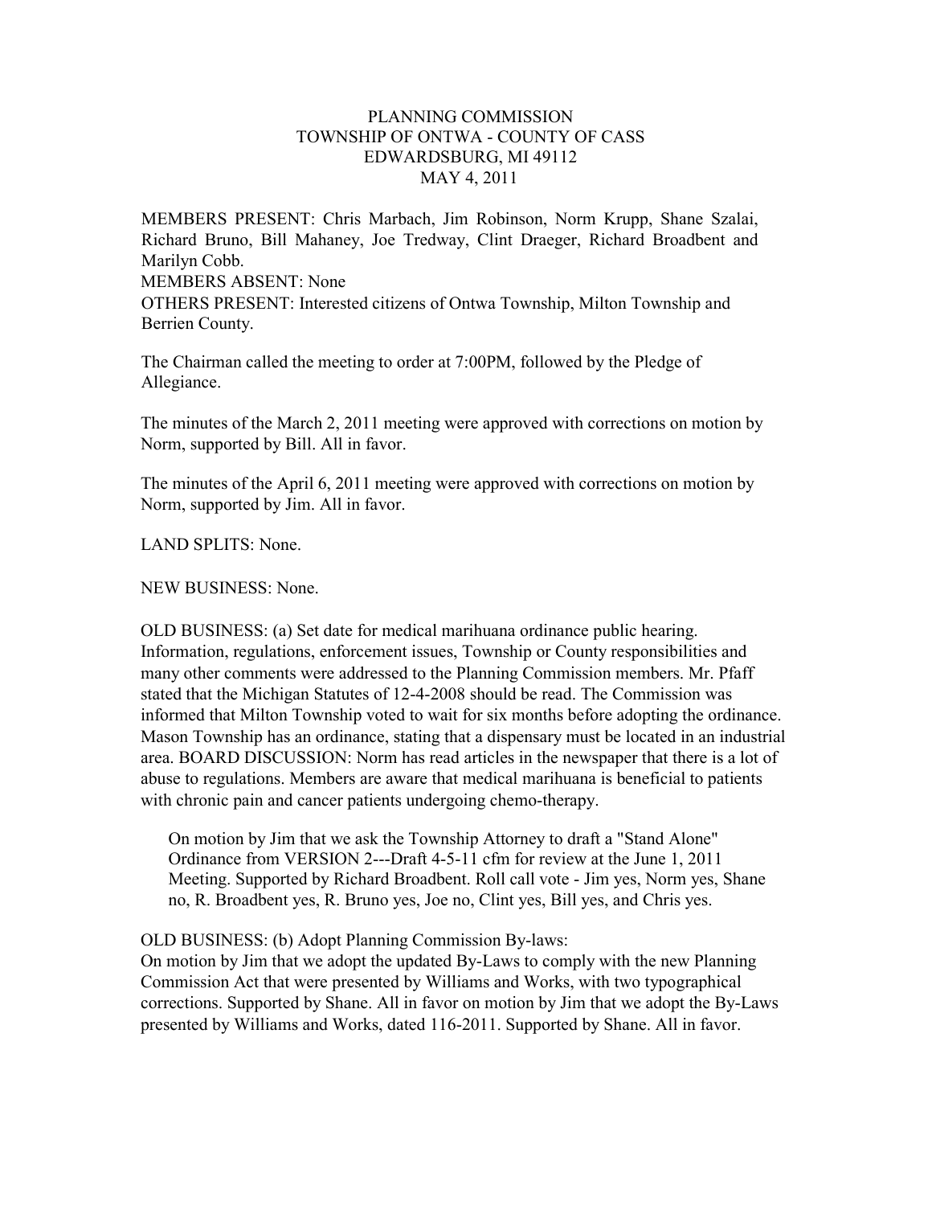PLANNING COMMISSION
TOWNSHIP OF ONTWA - COUNTY OF CASS
EDWARDSBURG, MI 49112
MAY 4, 2011

MEMBERS PRESENT: Chris Marbach, Jim Robinson, Norm Krupp, Shane Szalai, Richard Bruno, Bill Mahaney, Joe Tredway, Clint Draeger, Richard Broadbent and Marilyn Cobb.
MEMBERS ABSENT: None
OTHERS PRESENT: Interested citizens of Ontwa Township, Milton Township and Berrien County.

The Chairman called the meeting to order at 7:00PM, followed by the Pledge of Allegiance.

The minutes of the March 2, 2011 meeting were approved with corrections on motion by Norm, supported by Bill. All in favor.

The minutes of the April 6, 2011 meeting were approved with corrections on motion by Norm, supported by Jim. All in favor.

LAND SPLITS: None.

NEW BUSINESS: None.

OLD BUSINESS: (a) Set date for medical marihuana ordinance public hearing. Information, regulations, enforcement issues, Township or County responsibilities and many other comments were addressed to the Planning Commission members. Mr. Pfaff stated that the Michigan Statutes of 12-4-2008 should be read. The Commission was informed that Milton Township voted to wait for six months before adopting the ordinance. Mason Township has an ordinance, stating that a dispensary must be located in an industrial area. BOARD DISCUSSION: Norm has read articles in the newspaper that there is a lot of abuse to regulations. Members are aware that medical marihuana is beneficial to patients with chronic pain and cancer patients undergoing chemo-therapy.

On motion by Jim that we ask the Township Attorney to draft a "Stand Alone" Ordinance from VERSION 2---Draft 4-5-11 cfm for review at the June 1, 2011 Meeting. Supported by Richard Broadbent. Roll call vote - Jim yes, Norm yes, Shane no, R. Broadbent yes, R. Bruno yes, Joe no, Clint yes, Bill yes, and Chris yes.

OLD BUSINESS: (b) Adopt Planning Commission By-laws:
On motion by Jim that we adopt the updated By-Laws to comply with the new Planning Commission Act that were presented by Williams and Works, with two typographical corrections. Supported by Shane. All in favor on motion by Jim that we adopt the By-Laws presented by Williams and Works, dated 116-2011. Supported by Shane. All in favor.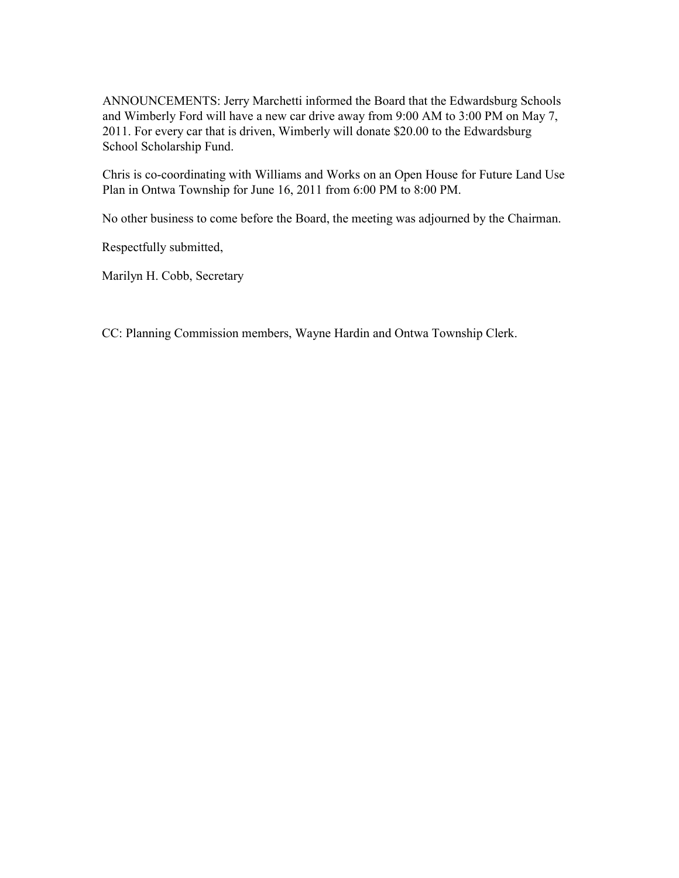ANNOUNCEMENTS: Jerry Marchetti informed the Board that the Edwardsburg Schools and Wimberly Ford will have a new car drive away from 9:00 AM to 3:00 PM on May 7, 2011. For every car that is driven, Wimberly will donate $20.00 to the Edwardsburg School Scholarship Fund.

Chris is co-coordinating with Williams and Works on an Open House for Future Land Use Plan in Ontwa Township for June 16, 2011 from 6:00 PM to 8:00 PM.

No other business to come before the Board, the meeting was adjourned by the Chairman.

Respectfully submitted,

Marilyn H. Cobb, Secretary

CC: Planning Commission members, Wayne Hardin and Ontwa Township Clerk.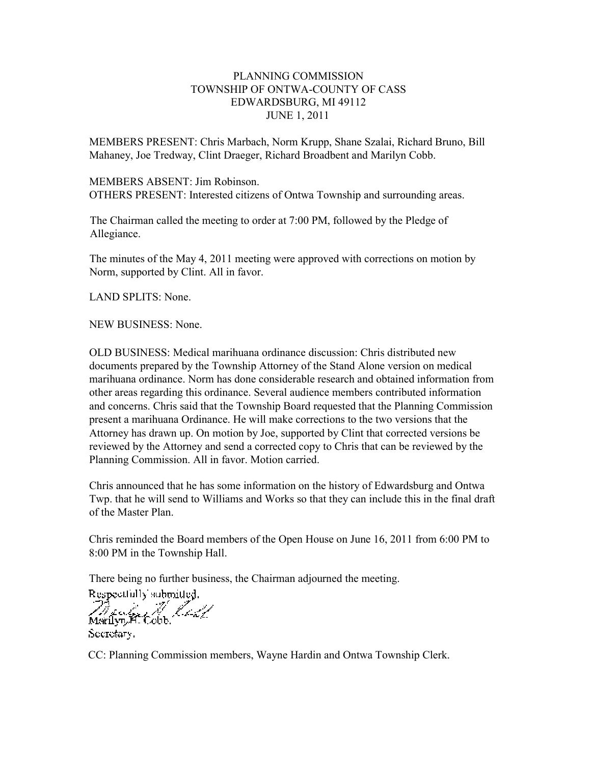PLANNING COMMISSION
TOWNSHIP OF ONTWA-COUNTY OF CASS
EDWARDSBURG, MI 49112
JUNE 1, 2011

MEMBERS PRESENT: Chris Marbach, Norm Krupp, Shane Szalai, Richard Bruno, Bill Mahaney, Joe Tredway, Clint Draeger, Richard Broadbent and Marilyn Cobb.

MEMBERS ABSENT: Jim Robinson.
OTHERS PRESENT: Interested citizens of Ontwa Township and surrounding areas.

The Chairman called the meeting to order at 7:00 PM, followed by the Pledge of Allegiance.

The minutes of the May 4, 2011 meeting were approved with corrections on motion by Norm, supported by Clint. All in favor.

LAND SPLITS: None.

NEW BUSINESS: None.

OLD BUSINESS: Medical marihuana ordinance discussion: Chris distributed new documents prepared by the Township Attorney of the Stand Alone version on medical marihuana ordinance. Norm has done considerable research and obtained information from other areas regarding this ordinance. Several audience members contributed information and concerns. Chris said that the Township Board requested that the Planning Commission present a marihuana Ordinance. He will make corrections to the two versions that the Attorney has drawn up. On motion by Joe, supported by Clint that corrected versions be reviewed by the Attorney and send a corrected copy to Chris that can be reviewed by the Planning Commission. All in favor. Motion carried.

Chris announced that he has some information on the history of Edwardsburg and Ontwa Twp. that he will send to Williams and Works so that they can include this in the final draft of the Master Plan.

Chris reminded the Board members of the Open House on June 16, 2011 from 6:00 PM to 8:00 PM in the Township Hall.

There being no further business, the Chairman adjourned the meeting.

Respectfully submitted,
Marilyn H. Cobb,
Secretary.

CC: Planning Commission members, Wayne Hardin and Ontwa Township Clerk.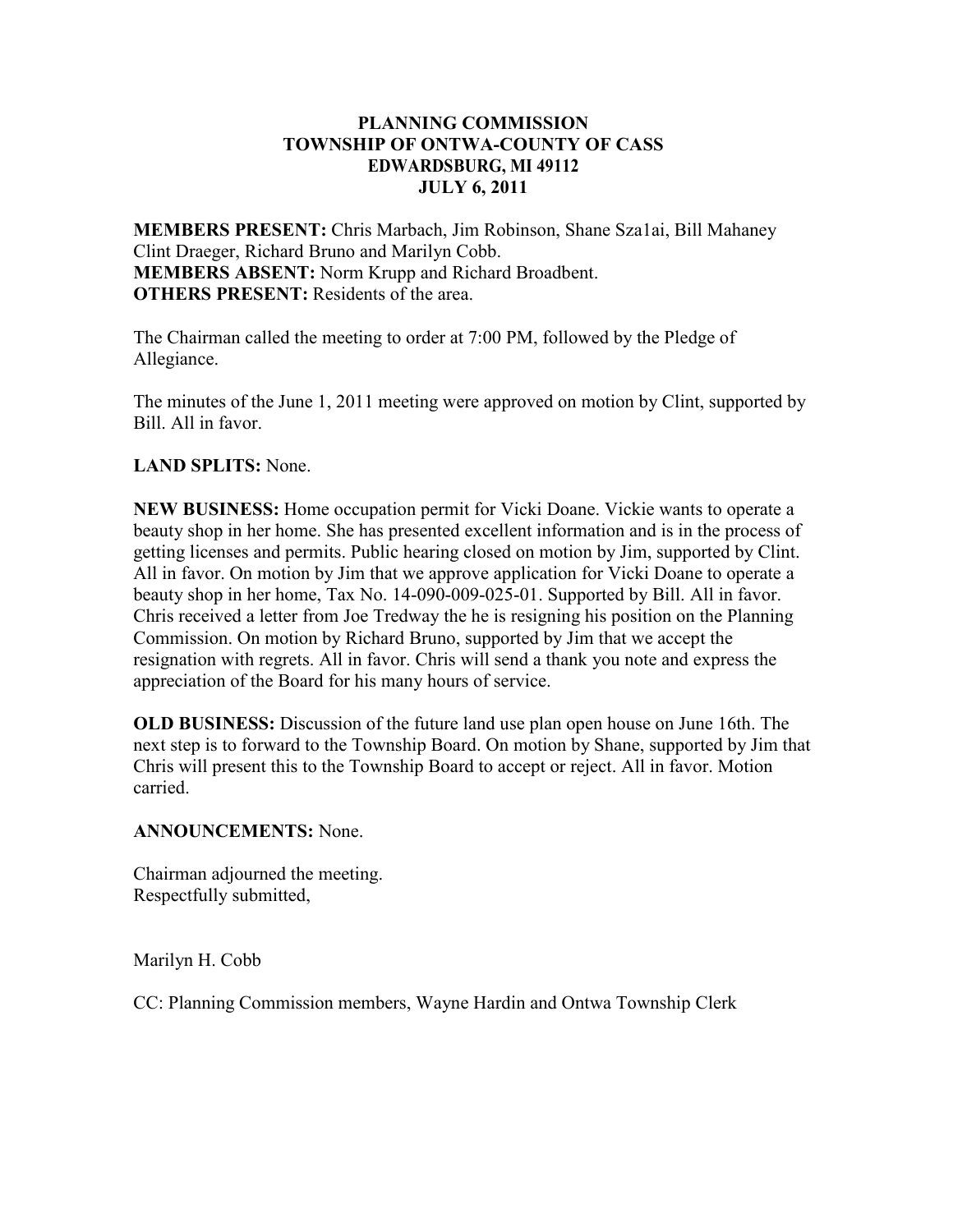**PLANNING COMMISSION**
**TOWNSHIP OF ONTWA-COUNTY OF CASS**
**EDWARDSBURG, MI 49112**
**JULY 6, 2011**

**MEMBERS PRESENT:** Chris Marbach, Jim Robinson, Shane Sza1ai, Bill Mahaney Clint Draeger, Richard Bruno and Marilyn Cobb.
**MEMBERS ABSENT:** Norm Krupp and Richard Broadbent.
**OTHERS PRESENT:** Residents of the area.

The Chairman called the meeting to order at 7:00 PM, followed by the Pledge of Allegiance.

The minutes of the June 1, 2011 meeting were approved on motion by Clint, supported by Bill. All in favor.

**LAND SPLITS:** None.

**NEW BUSINESS:** Home occupation permit for Vicki Doane. Vickie wants to operate a beauty shop in her home. She has presented excellent information and is in the process of getting licenses and permits. Public hearing closed on motion by Jim, supported by Clint. All in favor. On motion by Jim that we approve application for Vicki Doane to operate a beauty shop in her home, Tax No. 14-090-009-025-01. Supported by Bill. All in favor. Chris received a letter from Joe Tredway the he is resigning his position on the Planning Commission. On motion by Richard Bruno, supported by Jim that we accept the resignation with regrets. All in favor. Chris will send a thank you note and express the appreciation of the Board for his many hours of service.

**OLD BUSINESS:** Discussion of the future land use plan open house on June 16th. The next step is to forward to the Township Board. On motion by Shane, supported by Jim that Chris will present this to the Township Board to accept or reject. All in favor. Motion carried.

**ANNOUNCEMENTS:** None.

Chairman adjourned the meeting.
Respectfully submitted,

Marilyn H. Cobb

CC: Planning Commission members, Wayne Hardin and Ontwa Township Clerk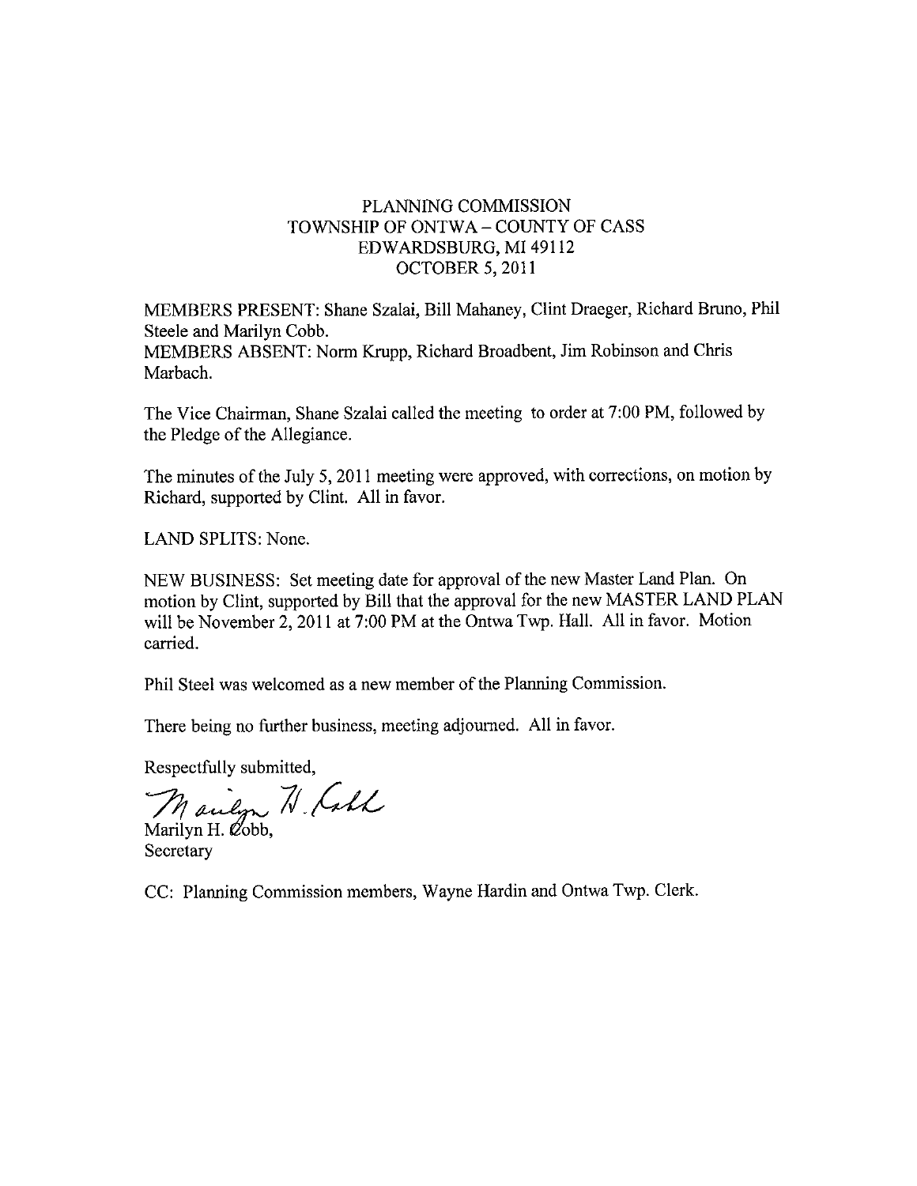PLANNING COMMISSION
TOWNSHIP OF ONTWA – COUNTY OF CASS
EDWARDSBURG, MI 49112
OCTOBER 5, 2011

MEMBERS PRESENT: Shane Szalai, Bill Mahaney, Clint Draeger, Richard Bruno, Phil Steele and Marilyn Cobb.
MEMBERS ABSENT: Norm Krupp, Richard Broadbent, Jim Robinson and Chris Marbach.

The Vice Chairman, Shane Szalai called the meeting to order at 7:00 PM, followed by the Pledge of the Allegiance.

The minutes of the July 5, 2011 meeting were approved, with corrections, on motion by Richard, supported by Clint. All in favor.

LAND SPLITS: None.

NEW BUSINESS: Set meeting date for approval of the new Master Land Plan. On motion by Clint, supported by Bill that the approval for the new MASTER LAND PLAN will be November 2, 2011 at 7:00 PM at the Ontwa Twp. Hall. All in favor. Motion carried.

Phil Steel was welcomed as a new member of the Planning Commission.

There being no further business, meeting adjourned. All in favor.

Respectfully submitted,

Marilyn H. Cobb,
Secretary

CC: Planning Commission members, Wayne Hardin and Ontwa Twp. Clerk.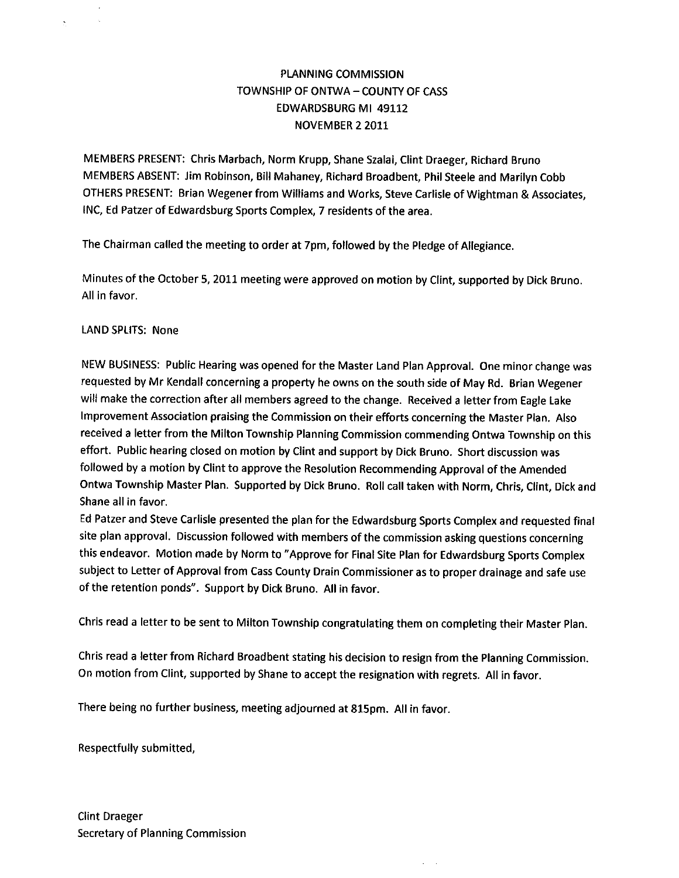PLANNING COMMISSION
TOWNSHIP OF ONTWA – COUNTY OF CASS
EDWARDSBURG MI 49112
NOVEMBER 2 2011

MEMBERS PRESENT: Chris Marbach, Norm Krupp, Shane Szalai, Clint Draeger, Richard Bruno
MEMBERS ABSENT: Jim Robinson, Bill Mahaney, Richard Broadbent, Phil Steele and Marilyn Cobb
OTHERS PRESENT: Brian Wegener from Williams and Works, Steve Carlisle of Wightman & Associates, INC, Ed Patzer of Edwardsburg Sports Complex, 7 residents of the area.

The Chairman called the meeting to order at 7pm, followed by the Pledge of Allegiance.

Minutes of the October 5, 2011 meeting were approved on motion by Clint, supported by Dick Bruno. All in favor.

LAND SPLITS: None

NEW BUSINESS: Public Hearing was opened for the Master Land Plan Approval. One minor change was requested by Mr Kendall concerning a property he owns on the south side of May Rd. Brian Wegener will make the correction after all members agreed to the change. Received a letter from Eagle Lake Improvement Association praising the Commission on their efforts concerning the Master Plan. Also received a letter from the Milton Township Planning Commission commending Ontwa Township on this effort. Public hearing closed on motion by Clint and support by Dick Bruno. Short discussion was followed by a motion by Clint to approve the Resolution Recommending Approval of the Amended Ontwa Township Master Plan. Supported by Dick Bruno. Roll call taken with Norm, Chris, Clint, Dick and Shane all in favor.
Ed Patzer and Steve Carlisle presented the plan for the Edwardsburg Sports Complex and requested final site plan approval. Discussion followed with members of the commission asking questions concerning this endeavor. Motion made by Norm to "Approve for Final Site Plan for Edwardsburg Sports Complex subject to Letter of Approval from Cass County Drain Commissioner as to proper drainage and safe use of the retention ponds". Support by Dick Bruno. All in favor.

Chris read a letter to be sent to Milton Township congratulating them on completing their Master Plan.

Chris read a letter from Richard Broadbent stating his decision to resign from the Planning Commission. On motion from Clint, supported by Shane to accept the resignation with regrets. All in favor.

There being no further business, meeting adjourned at 815pm. All in favor.

Respectfully submitted,

Clint Draeger
Secretary of Planning Commission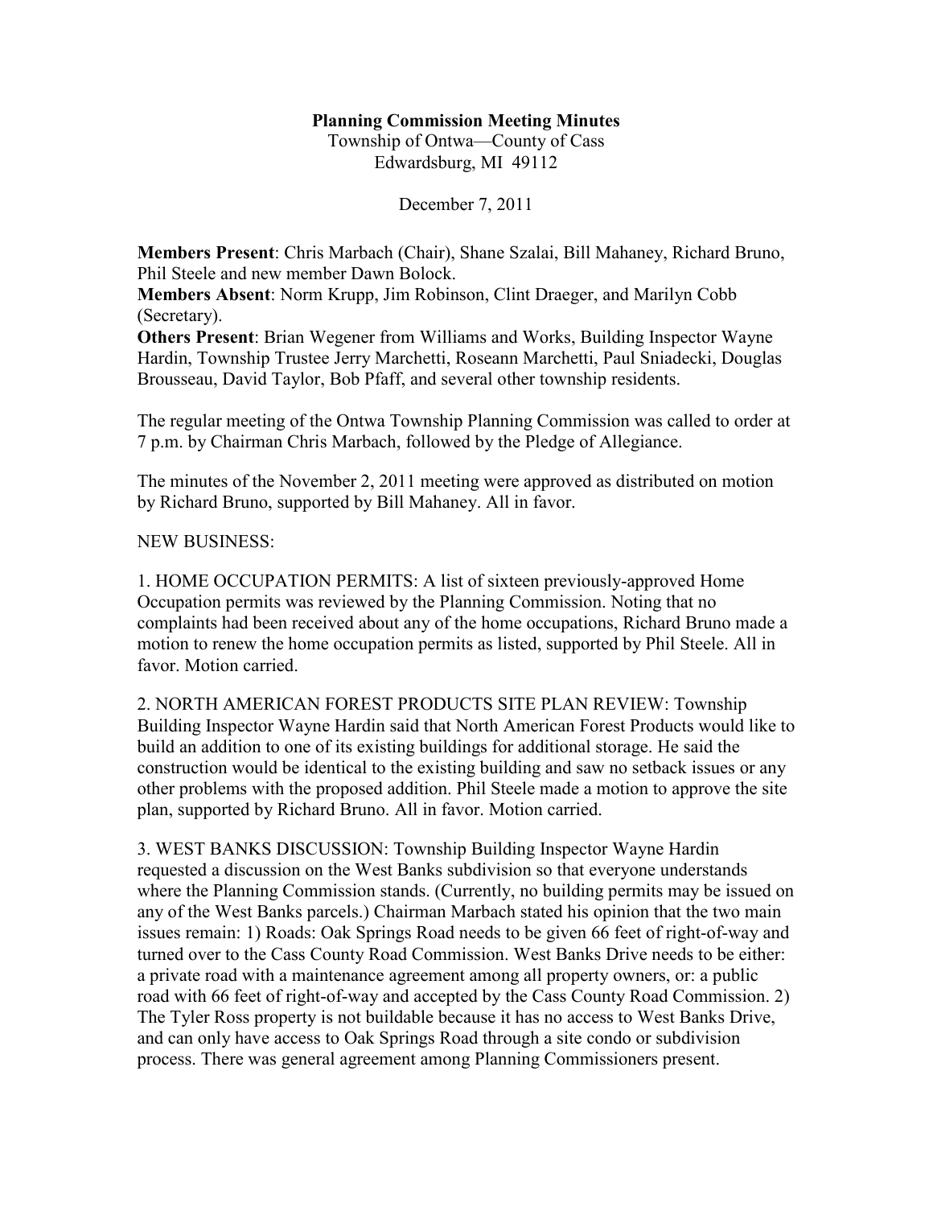**Planning Commission Meeting Minutes**

Township of Ontwa—County of Cass

Edwardsburg, MI 49112

December 7, 2011

**Members Present**: Chris Marbach (Chair), Shane Szalai, Bill Mahaney, Richard Bruno, Phil Steele and new member Dawn Bolock.

**Members Absent**: Norm Krupp, Jim Robinson, Clint Draeger, and Marilyn Cobb (Secretary).

**Others Present**: Brian Wegener from Williams and Works, Building Inspector Wayne Hardin, Township Trustee Jerry Marchetti, Roseann Marchetti, Paul Sniadecki, Douglas Brousseau, David Taylor, Bob Pfaff, and several other township residents.

The regular meeting of the Ontwa Township Planning Commission was called to order at 7 p.m. by Chairman Chris Marbach, followed by the Pledge of Allegiance.

The minutes of the November 2, 2011 meeting were approved as distributed on motion by Richard Bruno, supported by Bill Mahaney. All in favor.

NEW BUSINESS:

1. HOME OCCUPATION PERMITS: A list of sixteen previously-approved Home Occupation permits was reviewed by the Planning Commission. Noting that no complaints had been received about any of the home occupations, Richard Bruno made a motion to renew the home occupation permits as listed, supported by Phil Steele. All in favor. Motion carried.

2. NORTH AMERICAN FOREST PRODUCTS SITE PLAN REVIEW: Township Building Inspector Wayne Hardin said that North American Forest Products would like to build an addition to one of its existing buildings for additional storage. He said the construction would be identical to the existing building and saw no setback issues or any other problems with the proposed addition. Phil Steele made a motion to approve the site plan, supported by Richard Bruno. All in favor. Motion carried.

3. WEST BANKS DISCUSSION: Township Building Inspector Wayne Hardin requested a discussion on the West Banks subdivision so that everyone understands where the Planning Commission stands. (Currently, no building permits may be issued on any of the West Banks parcels.) Chairman Marbach stated his opinion that the two main issues remain: 1) Roads: Oak Springs Road needs to be given 66 feet of right-of-way and turned over to the Cass County Road Commission. West Banks Drive needs to be either: a private road with a maintenance agreement among all property owners, or: a public road with 66 feet of right-of-way and accepted by the Cass County Road Commission. 2) The Tyler Ross property is not buildable because it has no access to West Banks Drive, and can only have access to Oak Springs Road through a site condo or subdivision process. There was general agreement among Planning Commissioners present.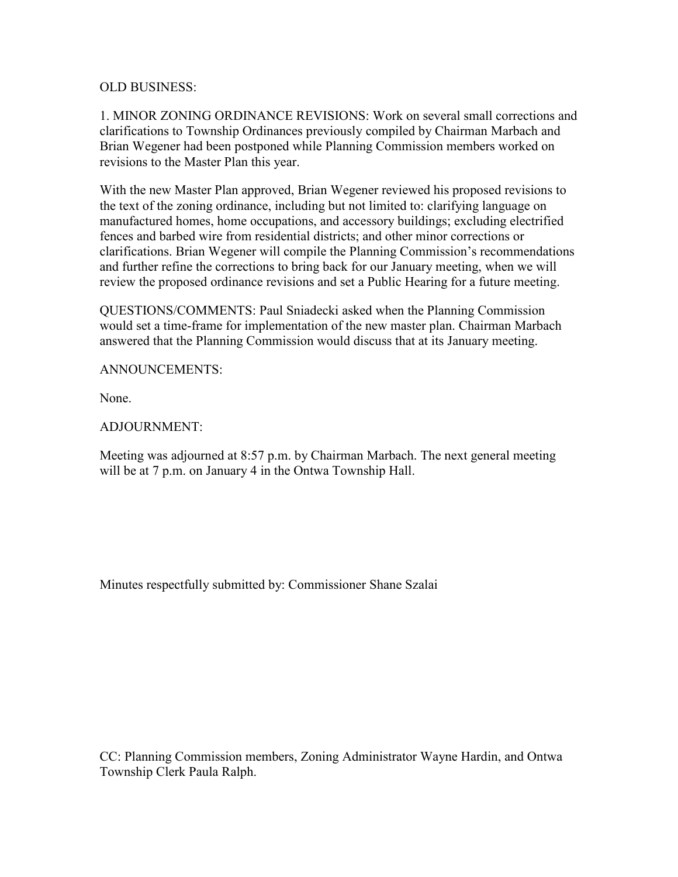OLD BUSINESS:

1. MINOR ZONING ORDINANCE REVISIONS: Work on several small corrections and clarifications to Township Ordinances previously compiled by Chairman Marbach and Brian Wegener had been postponed while Planning Commission members worked on revisions to the Master Plan this year.

With the new Master Plan approved, Brian Wegener reviewed his proposed revisions to the text of the zoning ordinance, including but not limited to: clarifying language on manufactured homes, home occupations, and accessory buildings; excluding electrified fences and barbed wire from residential districts; and other minor corrections or clarifications. Brian Wegener will compile the Planning Commission's recommendations and further refine the corrections to bring back for our January meeting, when we will review the proposed ordinance revisions and set a Public Hearing for a future meeting.

QUESTIONS/COMMENTS: Paul Sniadecki asked when the Planning Commission would set a time-frame for implementation of the new master plan. Chairman Marbach answered that the Planning Commission would discuss that at its January meeting.

ANNOUNCEMENTS:

None.

ADJOURNMENT:

Meeting was adjourned at 8:57 p.m. by Chairman Marbach. The next general meeting will be at 7 p.m. on January 4 in the Ontwa Township Hall.

Minutes respectfully submitted by: Commissioner Shane Szalai

CC: Planning Commission members, Zoning Administrator Wayne Hardin, and Ontwa Township Clerk Paula Ralph.